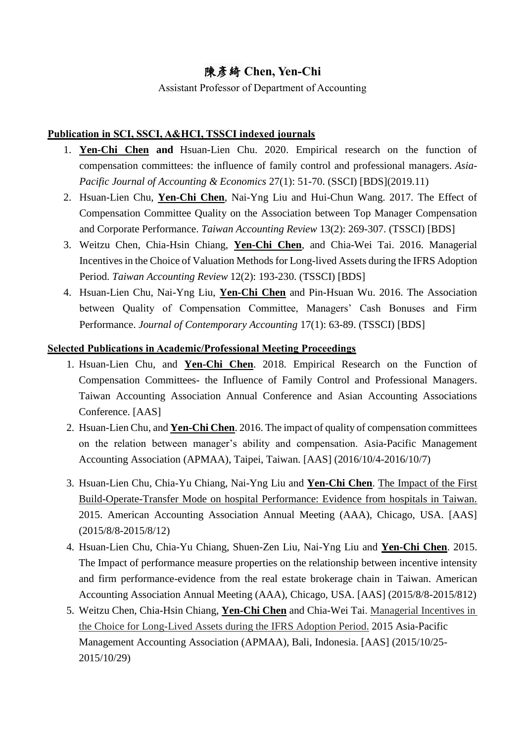# 陳彥綺 Chen, Yen-Chi

Assistant Professor of Department of Accounting

## Publication in SCI, SSCI, A&HCI, TSSCI indexed journals

1. **Yen-Chi Chen and** Hsuan-Lien Chu. 2020. Empirical research on the function of compensation committees: the influence of family control and professional managers. *Asia-Pacific Journal of Accounting & Economics* 27(1): 51-70. (SSCI) [BDS](2019.11)
2. Hsuan-Lien Chu, **Yen-Chi Chen**, Nai-Yng Liu and Hui-Chun Wang. 2017. The Effect of Compensation Committee Quality on the Association between Top Manager Compensation and Corporate Performance. *Taiwan Accounting Review* 13(2): 269-307. (TSSCI) [BDS]
3. Weitzu Chen, Chia-Hsin Chiang, **Yen-Chi Chen**, and Chia-Wei Tai. 2016. Managerial Incentives in the Choice of Valuation Methods for Long-lived Assets during the IFRS Adoption Period. *Taiwan Accounting Review* 12(2): 193-230. (TSSCI) [BDS]
4. Hsuan-Lien Chu, Nai-Yng Liu, **Yen-Chi Chen** and Pin-Hsuan Wu. 2016. The Association between Quality of Compensation Committee, Managers' Cash Bonuses and Firm Performance. *Journal of Contemporary Accounting* 17(1): 63-89. (TSSCI) [BDS]

## Selected Publications in Academic/Professional Meeting Proceedings

1. Hsuan-Lien Chu, and **Yen-Chi Chen**. 2018. Empirical Research on the Function of Compensation Committees- the Influence of Family Control and Professional Managers. Taiwan Accounting Association Annual Conference and Asian Accounting Associations Conference. [AAS]
2. Hsuan-Lien Chu, and **Yen-Chi Chen**. 2016. The impact of quality of compensation committees on the relation between manager's ability and compensation. Asia-Pacific Management Accounting Association (APMAA), Taipei, Taiwan. [AAS] (2016/10/4-2016/10/7)
3. Hsuan-Lien Chu, Chia-Yu Chiang, Nai-Yng Liu and **Yen-Chi Chen**. The Impact of the First Build-Operate-Transfer Mode on hospital Performance: Evidence from hospitals in Taiwan. 2015. American Accounting Association Annual Meeting (AAA), Chicago, USA. [AAS] (2015/8/8-2015/8/12)
4. Hsuan-Lien Chu, Chia-Yu Chiang, Shuen-Zen Liu, Nai-Yng Liu and **Yen-Chi Chen**. 2015. The Impact of performance measure properties on the relationship between incentive intensity and firm performance-evidence from the real estate brokerage chain in Taiwan. American Accounting Association Annual Meeting (AAA), Chicago, USA. [AAS] (2015/8/8-2015/812)
5. Weitzu Chen, Chia-Hsin Chiang, **Yen-Chi Chen** and Chia-Wei Tai. Managerial Incentives in the Choice for Long-Lived Assets during the IFRS Adoption Period. 2015 Asia-Pacific Management Accounting Association (APMAA), Bali, Indonesia. [AAS] (2015/10/25-2015/10/29)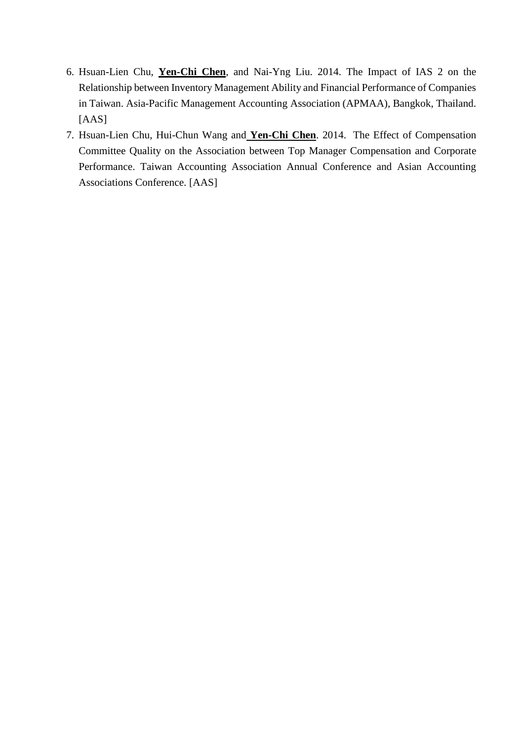6. Hsuan-Lien Chu, **Yen-Chi Chen**, and Nai-Yng Liu. 2014. The Impact of IAS 2 on the Relationship between Inventory Management Ability and Financial Performance of Companies in Taiwan. Asia-Pacific Management Accounting Association (APMAA), Bangkok, Thailand. [AAS]
7. Hsuan-Lien Chu, Hui-Chun Wang and **Yen-Chi Chen**. 2014. The Effect of Compensation Committee Quality on the Association between Top Manager Compensation and Corporate Performance. Taiwan Accounting Association Annual Conference and Asian Accounting Associations Conference. [AAS]